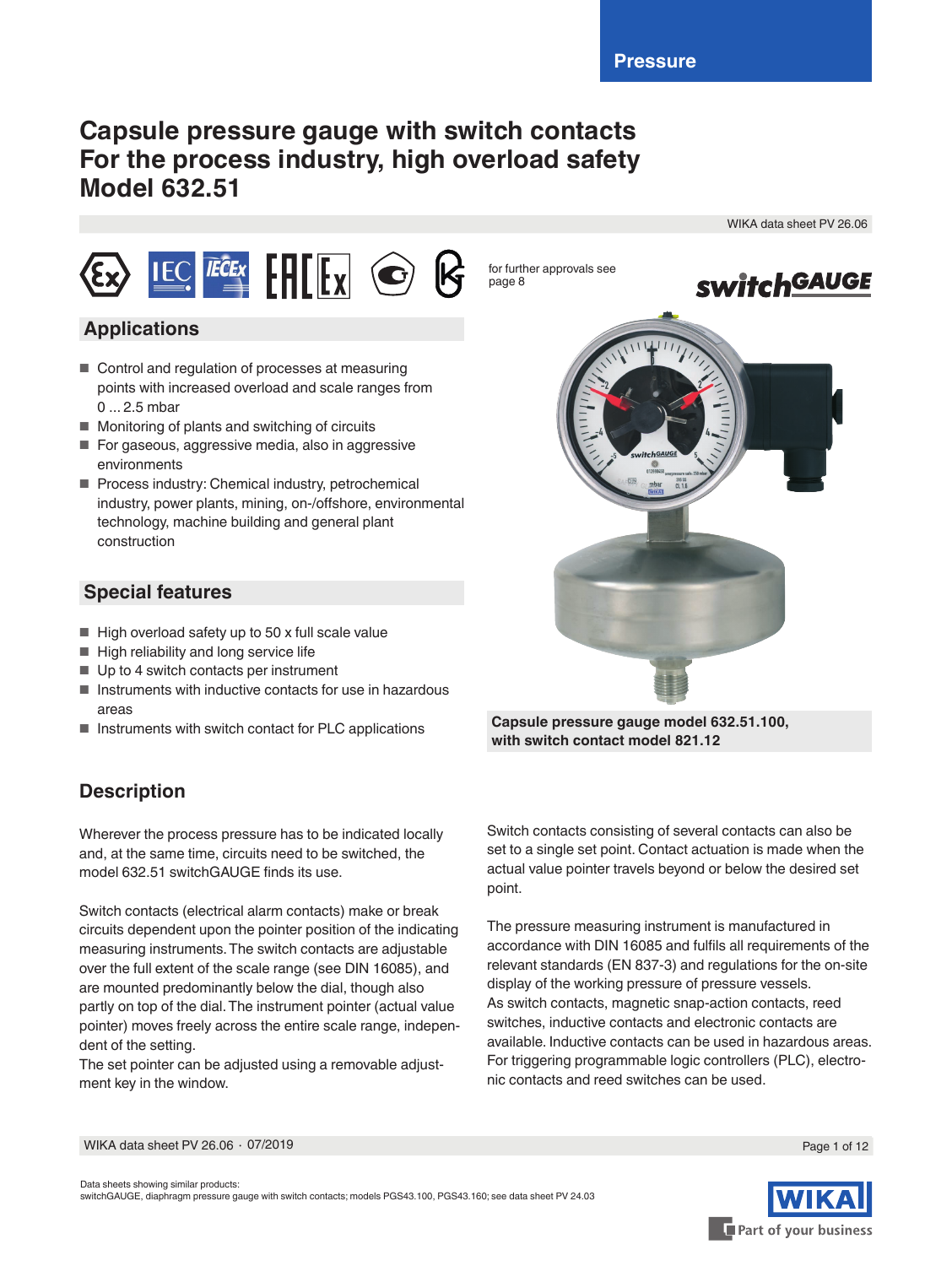# Capsule pressure gauge with switch contacts For the process industry, high overload safety Model 632.51

WIKA data sheet PV 26.06

for further approvals see page 8

## Applications

- Control and regulation of processes at measuring points with increased overload and scale ranges from 0 ... 2.5 mbar
- Monitoring of plants and switching of circuits
- For gaseous, aggressive media, also in aggressive environments
- Process industry: Chemical industry, petrochemical industry, power plants, mining, on-/offshore, environmental technology, machine building and general plant construction

## Special features

- High overload safety up to 50 x full scale value
- High reliability and long service life
- Up to 4 switch contacts per instrument
- Instruments with inductive contacts for use in hazardous areas
- Instruments with switch contact for PLC applications

**Capsule pressure gauge model 632.51.100, with switch contact model 821.12**

## Description

Wherever the process pressure has to be indicated locally and, at the same time, circuits need to be switched, the model 632.51 switchGAUGE finds its use.

Switch contacts (electrical alarm contacts) make or break circuits dependent upon the pointer position of the indicating measuring instruments. The switch contacts are adjustable over the full extent of the scale range (see DIN 16085), and are mounted predominantly below the dial, though also partly on top of the dial. The instrument pointer (actual value pointer) moves freely across the entire scale range, independent of the setting.
The set pointer can be adjusted using a removable adjustment key in the window.

Switch contacts consisting of several contacts can also be set to a single set point. Contact actuation is made when the actual value pointer travels beyond or below the desired set point.

The pressure measuring instrument is manufactured in accordance with DIN 16085 and fulfils all requirements of the relevant standards (EN 837-3) and regulations for the on-site display of the working pressure of pressure vessels.
As switch contacts, magnetic snap-action contacts, reed switches, inductive contacts and electronic contacts are available. Inductive contacts can be used in hazardous areas. For triggering programmable logic controllers (PLC), electronic contacts and reed switches can be used.

Data sheets showing similar products:
switchGAUGE, diaphragm pressure gauge with switch contacts; models PGS43.100, PGS43.160; see data sheet PV 24.03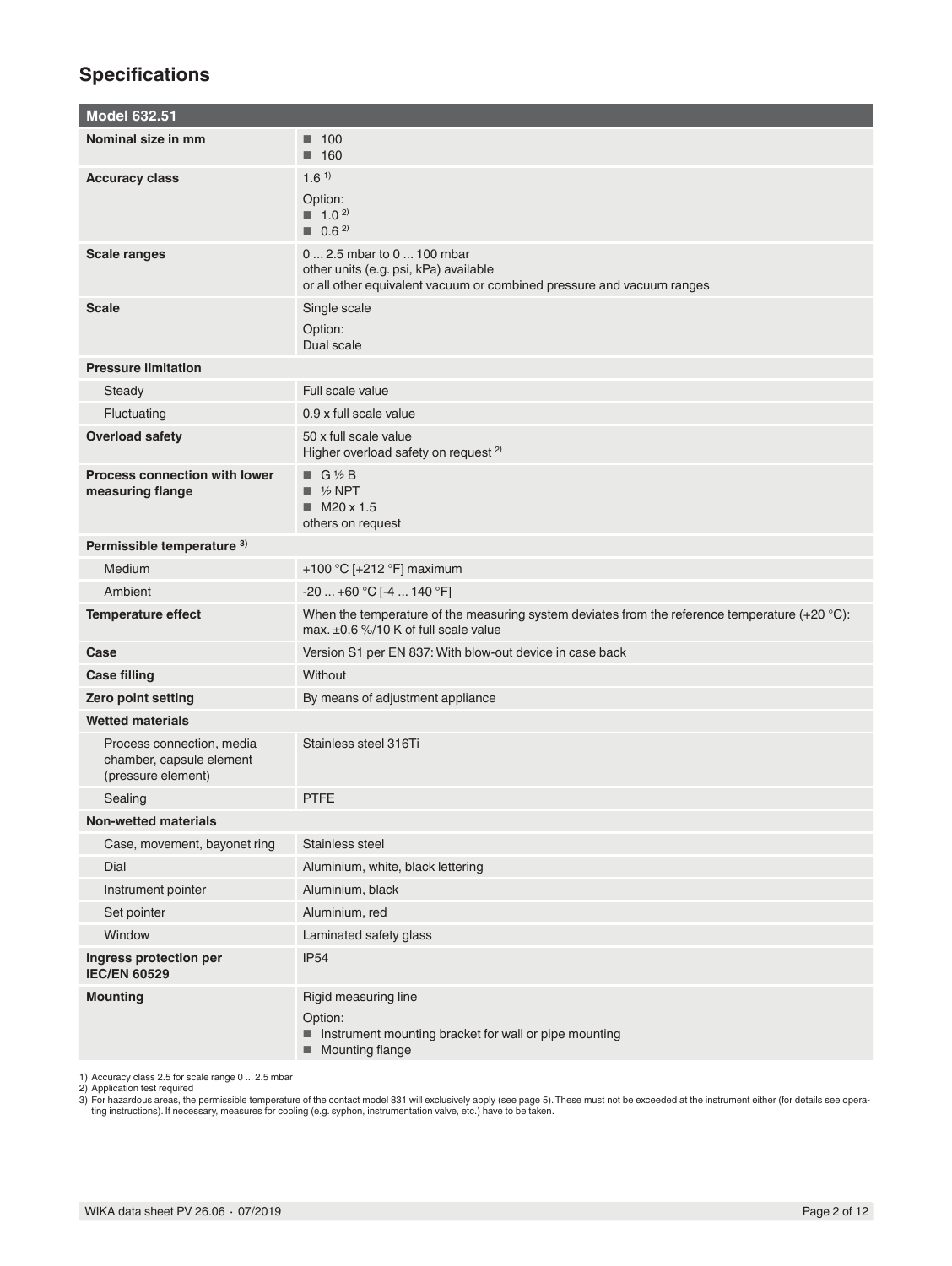## Specifications

| Model 632.51 | |
|---|---|
| **Nominal size in mm** | ■ 100<br>■ 160 |
| **Accuracy class** | 1.6 [1)]<br>Option:<br>■ 1.0 [2)]<br>■ 0.6 [2)] |
| **Scale ranges** | 0 ... 2.5 mbar to 0 ... 100 mbar<br>other units (e.g. psi, kPa) available<br>or all other equivalent vacuum or combined pressure and vacuum ranges |
| **Scale** | Single scale<br>Option:<br>Dual scale |
| **Pressure limitation** | |
| Steady | Full scale value |
| Fluctuating | 0.9 x full scale value |
| **Overload safety** | 50 x full scale value<br>Higher overload safety on request [2)] |
| **Process connection with lower measuring flange** | ■ G ½ B<br>■ ½ NPT<br>■ M20 x 1.5<br>others on request |
| **Permissible temperature [3)]** | |
| Medium | +100 °C [+212 °F] maximum |
| Ambient | -20 ... +60 °C [-4 ... 140 °F] |
| **Temperature effect** | When the temperature of the measuring system deviates from the reference temperature (+20 °C): max. ±0.6 %/10 K of full scale value |
| **Case** | Version S1 per EN 837: With blow-out device in case back |
| **Case filling** | Without |
| **Zero point setting** | By means of adjustment appliance |
| **Wetted materials** | |
| Process connection, media chamber, capsule element (pressure element) | Stainless steel 316Ti |
| Sealing | PTFE |
| **Non-wetted materials** | |
| Case, movement, bayonet ring | Stainless steel |
| Dial | Aluminium, white, black lettering |
| Instrument pointer | Aluminium, black |
| Set pointer | Aluminium, red |
| Window | Laminated safety glass |
| **Ingress protection per IEC/EN 60529** | IP54 |
| **Mounting** | Rigid measuring line<br>Option:<br>■ Instrument mounting bracket for wall or pipe mounting<br>■ Mounting flange |

1) Accuracy class 2.5 for scale range 0 ... 2.5 mbar
2) Application test required
3) For hazardous areas, the permissible temperature of the contact model 831 will exclusively apply (see page 5). These must not be exceeded at the instrument either (for details see operating instructions). If necessary, measures for cooling (e.g. syphon, instrumentation valve, etc.) have to be taken.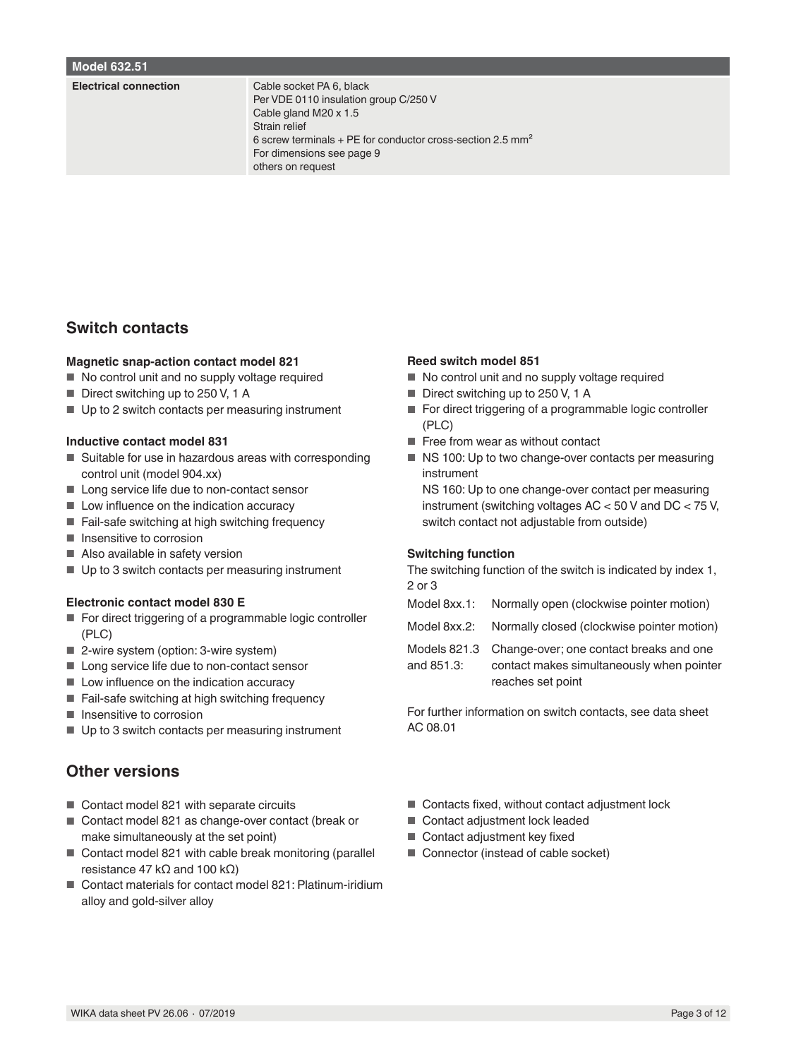| Model 632.51 | |
|---|---|
| **Electrical connection** | Cable socket PA 6, black<br>Per VDE 0110 insulation group C/250 V<br>Cable gland M20 x 1.5<br>Strain relief<br>6 screw terminals + PE for conductor cross-section 2.5 mm$^2$<br>For dimensions see page 9<br>others on request |

## Switch contacts

**Magnetic snap-action contact model 821**
- No control unit and no supply voltage required
- Direct switching up to 250 V, 1 A
- Up to 2 switch contacts per measuring instrument

**Inductive contact model 831**
- Suitable for use in hazardous areas with corresponding control unit (model 904.xx)
- Long service life due to non-contact sensor
- Low influence on the indication accuracy
- Fail-safe switching at high switching frequency
- Insensitive to corrosion
- Also available in safety version
- Up to 3 switch contacts per measuring instrument

**Electronic contact model 830 E**
- For direct triggering of a programmable logic controller (PLC)
- 2-wire system (option: 3-wire system)
- Long service life due to non-contact sensor
- Low influence on the indication accuracy
- Fail-safe switching at high switching frequency
- Insensitive to corrosion
- Up to 3 switch contacts per measuring instrument

**Reed switch model 851**
- No control unit and no supply voltage required
- Direct switching up to 250 V, 1 A
- For direct triggering of a programmable logic controller (PLC)
- Free from wear as without contact
- NS 100: Up to two change-over contacts per measuring instrument
  NS 160: Up to one change-over contact per measuring instrument (switching voltages AC < 50 V and DC < 75 V, switch contact not adjustable from outside)

**Switching function**

The switching function of the switch is indicated by index 1, 2 or 3

| | |
|---|---|
| Model 8xx.1: | Normally open (clockwise pointer motion) |
| Model 8xx.2: | Normally closed (clockwise pointer motion) |
| Models 821.3 and 851.3: | Change-over; one contact breaks and one contact makes simultaneously when pointer reaches set point |

For further information on switch contacts, see data sheet AC 08.01

## Other versions

- Contact model 821 with separate circuits
- Contact model 821 as change-over contact (break or make simultaneously at the set point)
- Contact model 821 with cable break monitoring (parallel resistance 47 kΩ and 100 kΩ)
- Contact materials for contact model 821: Platinum-iridium alloy and gold-silver alloy
- Contacts fixed, without contact adjustment lock
- Contact adjustment lock leaded
- Contact adjustment key fixed
- Connector (instead of cable socket)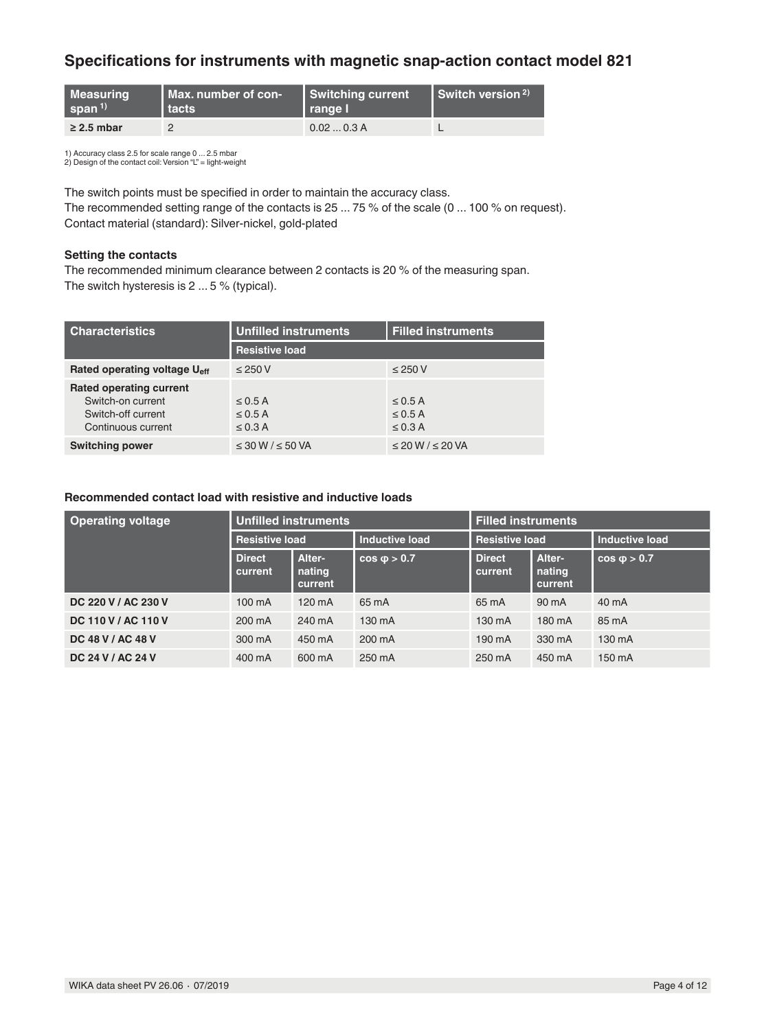## Specifications for instruments with magnetic snap-action contact model 821

| Measuring span [1] | Max. number of contacts | Switching current range I | Switch version [2] |
|---|---|---|---|
| **≥ 2.5 mbar** | 2 | 0.02 ... 0.3 A | L |

1) Accuracy class 2.5 for scale range 0 ... 2.5 mbar
2) Design of the contact coil: Version "L" = light-weight

The switch points must be specified in order to maintain the accuracy class.
The recommended setting range of the contacts is 25 ... 75 % of the scale (0 ... 100 % on request).
Contact material (standard): Silver-nickel, gold-plated

**Setting the contacts**
The recommended minimum clearance between 2 contacts is 20 % of the measuring span.
The switch hysteresis is 2 ... 5 % (typical).

| Characteristics | Unfilled instruments | Filled instruments |
|---|---|---|
| | Resistive load | |
| **Rated operating voltage $U_{eff}$** | ≤ 250 V | ≤ 250 V |
| **Rated operating current** | | |
| Switch-on current | ≤ 0.5 A | ≤ 0.5 A |
| Switch-off current | ≤ 0.5 A | ≤ 0.5 A |
| Continuous current | ≤ 0.3 A | ≤ 0.3 A |
| **Switching power** | ≤ 30 W / ≤ 50 VA | ≤ 20 W / ≤ 20 VA |

**Recommended contact load with resistive and inductive loads**

| Operating voltage | Unfilled instruments | | | Filled instruments | | |
|---|---|---|---|---|---|---|
| | Resistive load | | Inductive load | Resistive load | | Inductive load |
| | Direct current | Alternating current | cos φ > 0.7 | Direct current | Alternating current | cos φ > 0.7 |
| **DC 220 V / AC 230 V** | 100 mA | 120 mA | 65 mA | 65 mA | 90 mA | 40 mA |
| **DC 110 V / AC 110 V** | 200 mA | 240 mA | 130 mA | 130 mA | 180 mA | 85 mA |
| **DC 48 V / AC 48 V** | 300 mA | 450 mA | 200 mA | 190 mA | 330 mA | 130 mA |
| **DC 24 V / AC 24 V** | 400 mA | 600 mA | 250 mA | 250 mA | 450 mA | 150 mA |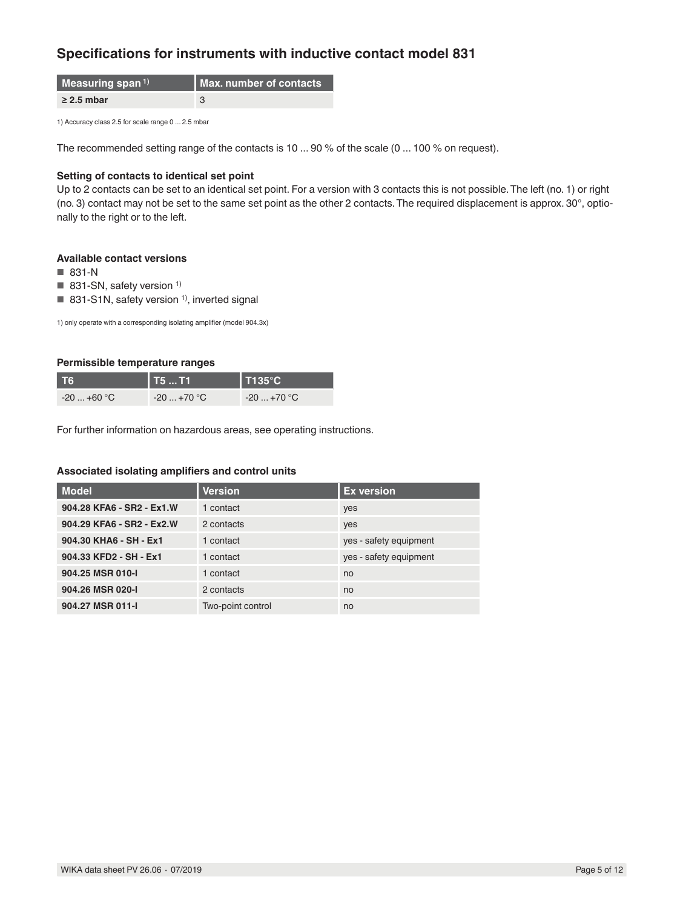## Specifications for instruments with inductive contact model 831

| Measuring span [1] | Max. number of contacts |
|---|---|
| **≥ 2.5 mbar** | 3 |

1) Accuracy class 2.5 for scale range 0 ... 2.5 mbar

The recommended setting range of the contacts is 10 ... 90 % of the scale (0 ... 100 % on request).

**Setting of contacts to identical set point**

Up to 2 contacts can be set to an identical set point. For a version with 3 contacts this is not possible. The left (no. 1) or right (no. 3) contact may not be set to the same set point as the other 2 contacts. The required displacement is approx. 30°, optionally to the right or to the left.

**Available contact versions**

- 831-N
- 831-SN, safety version [1]
- 831-S1N, safety version [1], inverted signal

1) only operate with a corresponding isolating amplifier (model 904.3x)

**Permissible temperature ranges**

| T6 | T5 ... T1 | T135°C |
|---|---|---|
| -20 ... +60 °C | -20 ... +70 °C | -20 ... +70 °C |

For further information on hazardous areas, see operating instructions.

**Associated isolating amplifiers and control units**

| Model | Version | Ex version |
|---|---|---|
| **904.28 KFA6 - SR2 - Ex1.W** | 1 contact | yes |
| **904.29 KFA6 - SR2 - Ex2.W** | 2 contacts | yes |
| **904.30 KHA6 - SH - Ex1** | 1 contact | yes - safety equipment |
| **904.33 KFD2 - SH - Ex1** | 1 contact | yes - safety equipment |
| **904.25 MSR 010-I** | 1 contact | no |
| **904.26 MSR 020-I** | 2 contacts | no |
| **904.27 MSR 011-I** | Two-point control | no |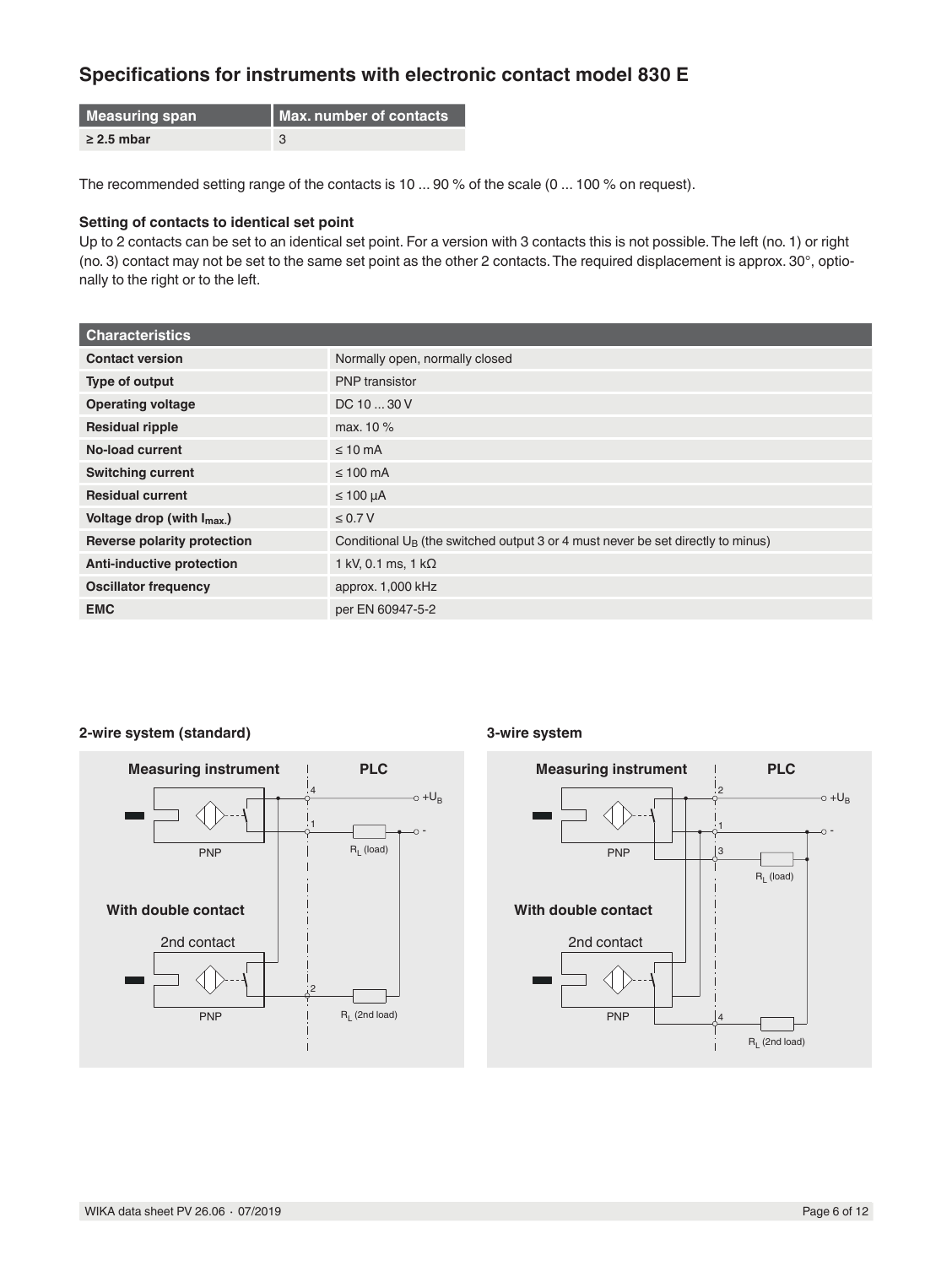## Specifications for instruments with electronic contact model 830 E

| Measuring span | Max. number of contacts |
|---|---|
| ≥ 2.5 mbar | 3 |

The recommended setting range of the contacts is 10 ... 90 % of the scale (0 ... 100 % on request).

### Setting of contacts to identical set point

Up to 2 contacts can be set to an identical set point. For a version with 3 contacts this is not possible. The left (no. 1) or right (no. 3) contact may not be set to the same set point as the other 2 contacts. The required displacement is approx. 30°, optionally to the right or to the left.

| Characteristics | |
|---|---|
| **Contact version** | Normally open, normally closed |
| **Type of output** | PNP transistor |
| **Operating voltage** | DC 10 ... 30 V |
| **Residual ripple** | max. 10 % |
| **No-load current** | ≤ 10 mA |
| **Switching current** | ≤ 100 mA |
| **Residual current** | ≤ 100 µA |
| **Voltage drop (with $I_{max.}$)** | ≤ 0.7 V |
| **Reverse polarity protection** | Conditional $U_B$ (the switched output 3 or 4 must never be set directly to minus) |
| **Anti-inductive protection** | 1 kV, 0.1 ms, 1 kΩ |
| **Oscillator frequency** | approx. 1,000 kHz |
| **EMC** | per EN 60947-5-2 |

**2-wire system (standard)**

Measuring instrument | PLC

PNP — 4 — $+U_B$ — 1 — $R_L$ (load) — -

With double contact

2nd contact — PNP — 2 — $R_L$ (2nd load)

**3-wire system**

Measuring instrument | PLC

PNP — 2 — $+U_B$ — 1 — - — 3 — $R_L$ (load)

With double contact

2nd contact — PNP — 4 — $R_L$ (2nd load)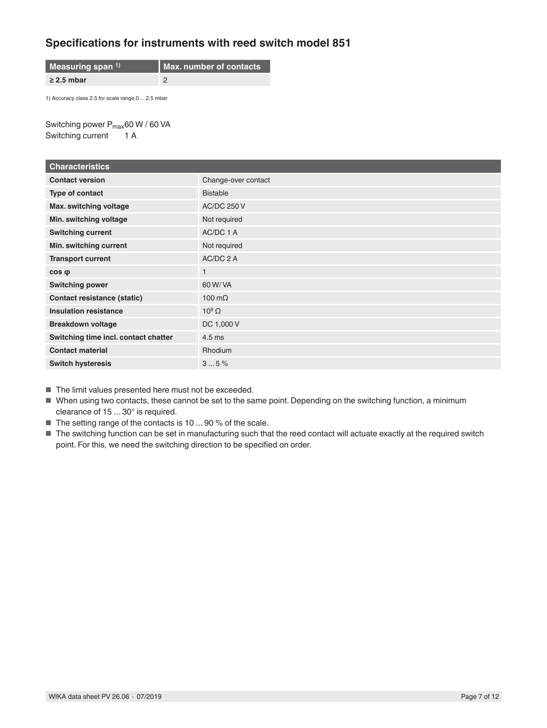## Specifications for instruments with reed switch model 851

| Measuring span [1] | Max. number of contacts |
|---|---|
| **≥ 2.5 mbar** | 2 |

1) Accuracy class 2.5 for scale range 0 ... 2.5 mbar

Switching power $P_{max}$ 60 W / 60 VA
Switching current 1 A

| Characteristics | |
|---|---|
| **Contact version** | Change-over contact |
| **Type of contact** | Bistable |
| **Max. switching voltage** | AC/DC 250 V |
| **Min. switching voltage** | Not required |
| **Switching current** | AC/DC 1 A |
| **Min. switching current** | Not required |
| **Transport current** | AC/DC 2 A |
| **cos φ** | 1 |
| **Switching power** | 60 W/ VA |
| **Contact resistance (static)** | 100 mΩ |
| **Insulation resistance** | $10^9$ Ω |
| **Breakdown voltage** | DC 1,000 V |
| **Switching time incl. contact chatter** | 4.5 ms |
| **Contact material** | Rhodium |
| **Switch hysteresis** | 3 ... 5 % |

- The limit values presented here must not be exceeded.
- When using two contacts, these cannot be set to the same point. Depending on the switching function, a minimum clearance of 15 ... 30° is required.
- The setting range of the contacts is 10 ... 90 % of the scale.
- The switching function can be set in manufacturing such that the reed contact will actuate exactly at the required switch point. For this, we need the switching direction to be specified on order.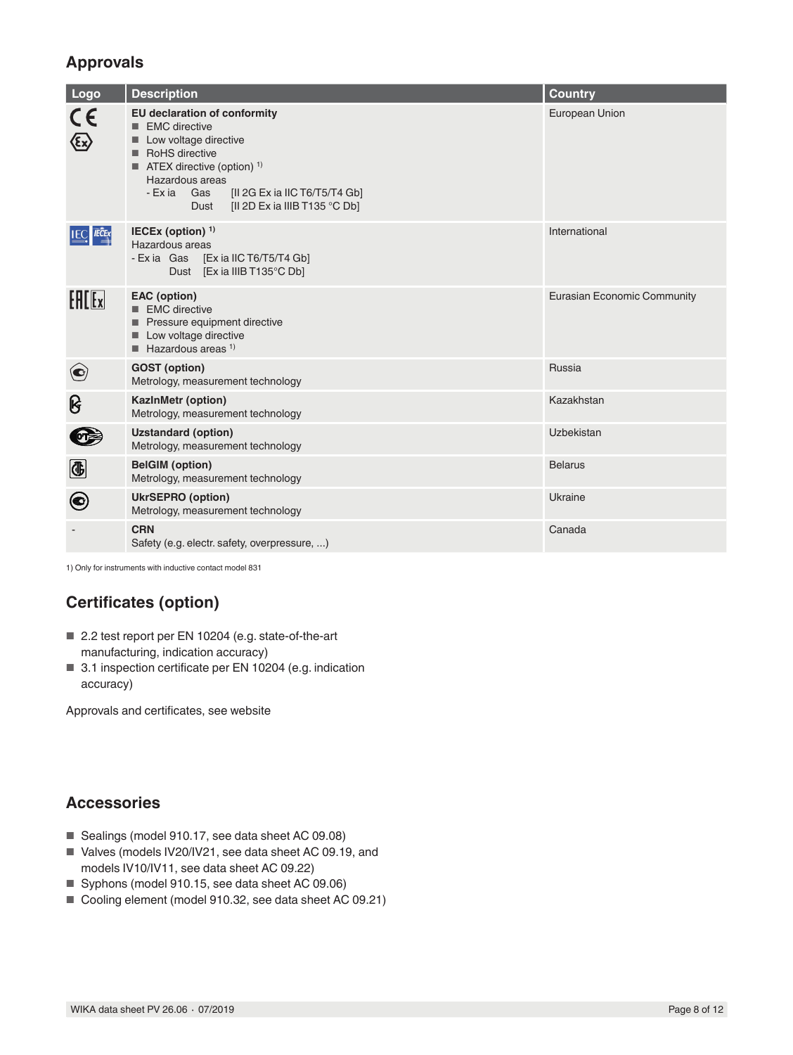## Approvals

| Logo | Description | Country |
|---|---|---|
| | **EU declaration of conformity**<br>■ EMC directive<br>■ Low voltage directive<br>■ RoHS directive<br>■ ATEX directive (option) [1)]<br>Hazardous areas<br>- Ex ia Gas [II 2G Ex ia IIC T6/T5/T4 Gb]<br>Dust [II 2D Ex ia IIIB T135 °C Db] | European Union |
| | **IECEx (option)** [1)]<br>Hazardous areas<br>- Ex ia Gas [Ex ia IIC T6/T5/T4 Gb]<br>Dust [Ex ia IIIB T135°C Db] | International |
| | **EAC (option)**<br>■ EMC directive<br>■ Pressure equipment directive<br>■ Low voltage directive<br>■ Hazardous areas [1)] | Eurasian Economic Community |
| | **GOST (option)**<br>Metrology, measurement technology | Russia |
| | **KazInMetr (option)**<br>Metrology, measurement technology | Kazakhstan |
| | **Uzstandard (option)**<br>Metrology, measurement technology | Uzbekistan |
| | **BelGIM (option)**<br>Metrology, measurement technology | Belarus |
| | **UkrSEPRO (option)**<br>Metrology, measurement technology | Ukraine |
| - | **CRN**<br>Safety (e.g. electr. safety, overpressure, ...) | Canada |

1) Only for instruments with inductive contact model 831

## Certificates (option)

- 2.2 test report per EN 10204 (e.g. state-of-the-art manufacturing, indication accuracy)
- 3.1 inspection certificate per EN 10204 (e.g. indication accuracy)

Approvals and certificates, see website

## Accessories

- Sealings (model 910.17, see data sheet AC 09.08)
- Valves (models IV20/IV21, see data sheet AC 09.19, and models IV10/IV11, see data sheet AC 09.22)
- Syphons (model 910.15, see data sheet AC 09.06)
- Cooling element (model 910.32, see data sheet AC 09.21)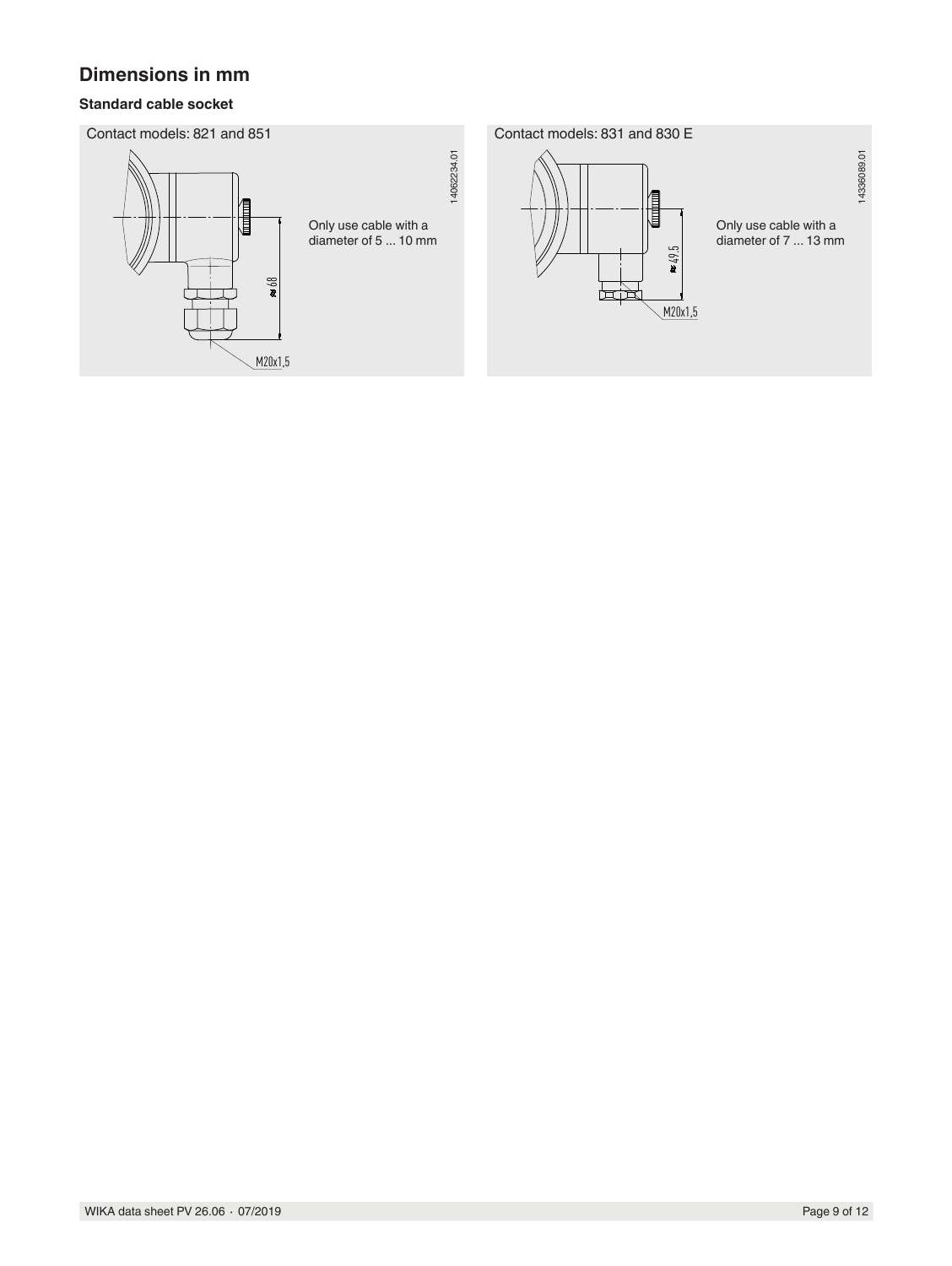## Dimensions in mm

### Standard cable socket

Contact models: 821 and 851

Only use cable with a diameter of 5 ... 10 mm

≈ 68

M20x1,5

14062234.01

Contact models: 831 and 830 E

Only use cable with a diameter of 7 ... 13 mm

≈ 49.5

M20x1,5

14336089.01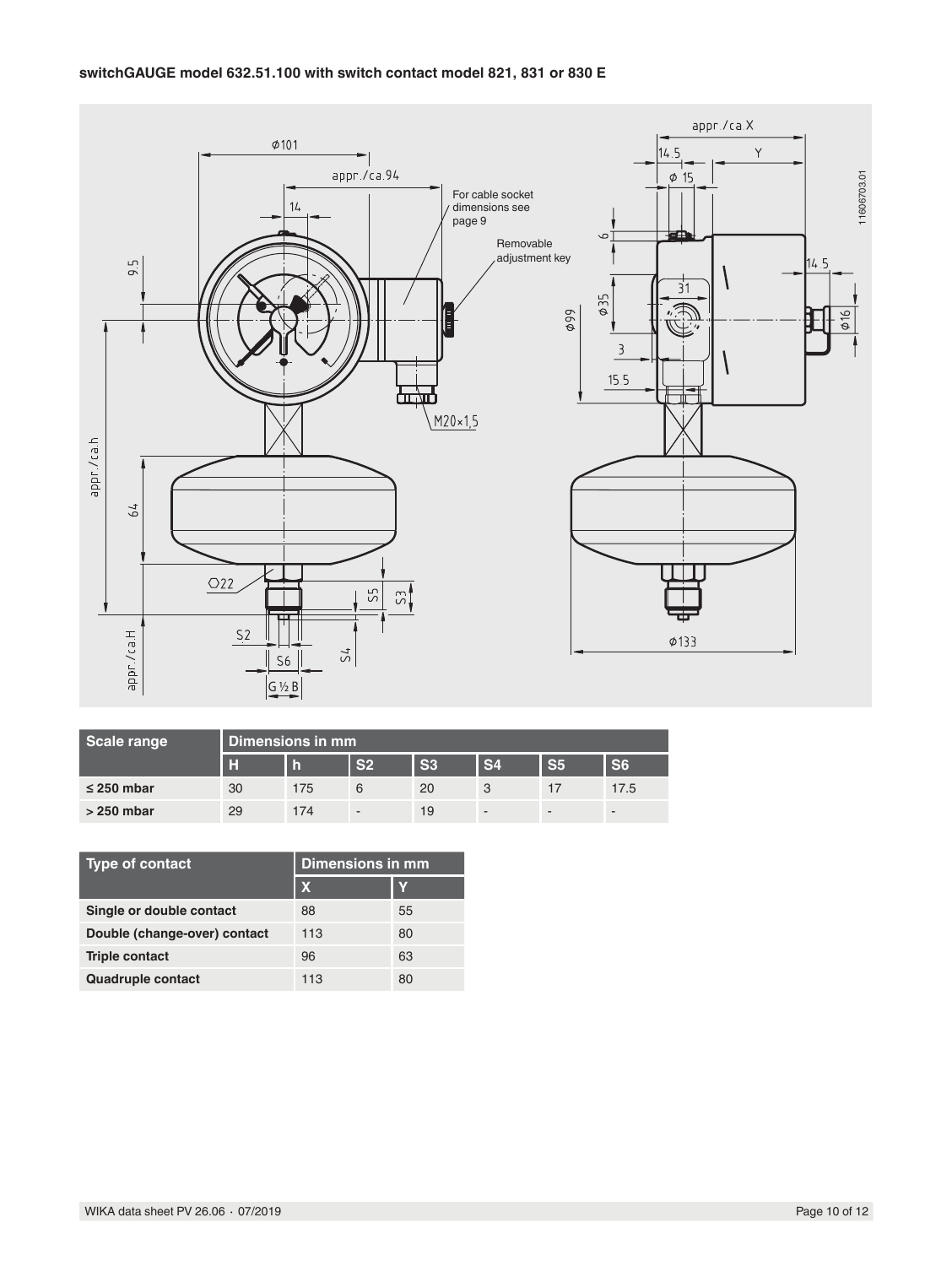**switchGAUGE model 632.51.100 with switch contact model 821, 831 or 830 E**

| Scale range | Dimensions in mm | | | | | | |
|---|---|---|---|---|---|---|---|
| | H | h | S2 | S3 | S4 | S5 | S6 |
| ≤ 250 mbar | 30 | 175 | 6 | 20 | 3 | 17 | 17.5 |
| > 250 mbar | 29 | 174 | - | 19 | - | - | - |

| Type of contact | Dimensions in mm | |
|---|---|---|
| | X | Y |
| **Single or double contact** | 88 | 55 |
| **Double (change-over) contact** | 113 | 80 |
| **Triple contact** | 96 | 63 |
| **Quadruple contact** | 113 | 80 |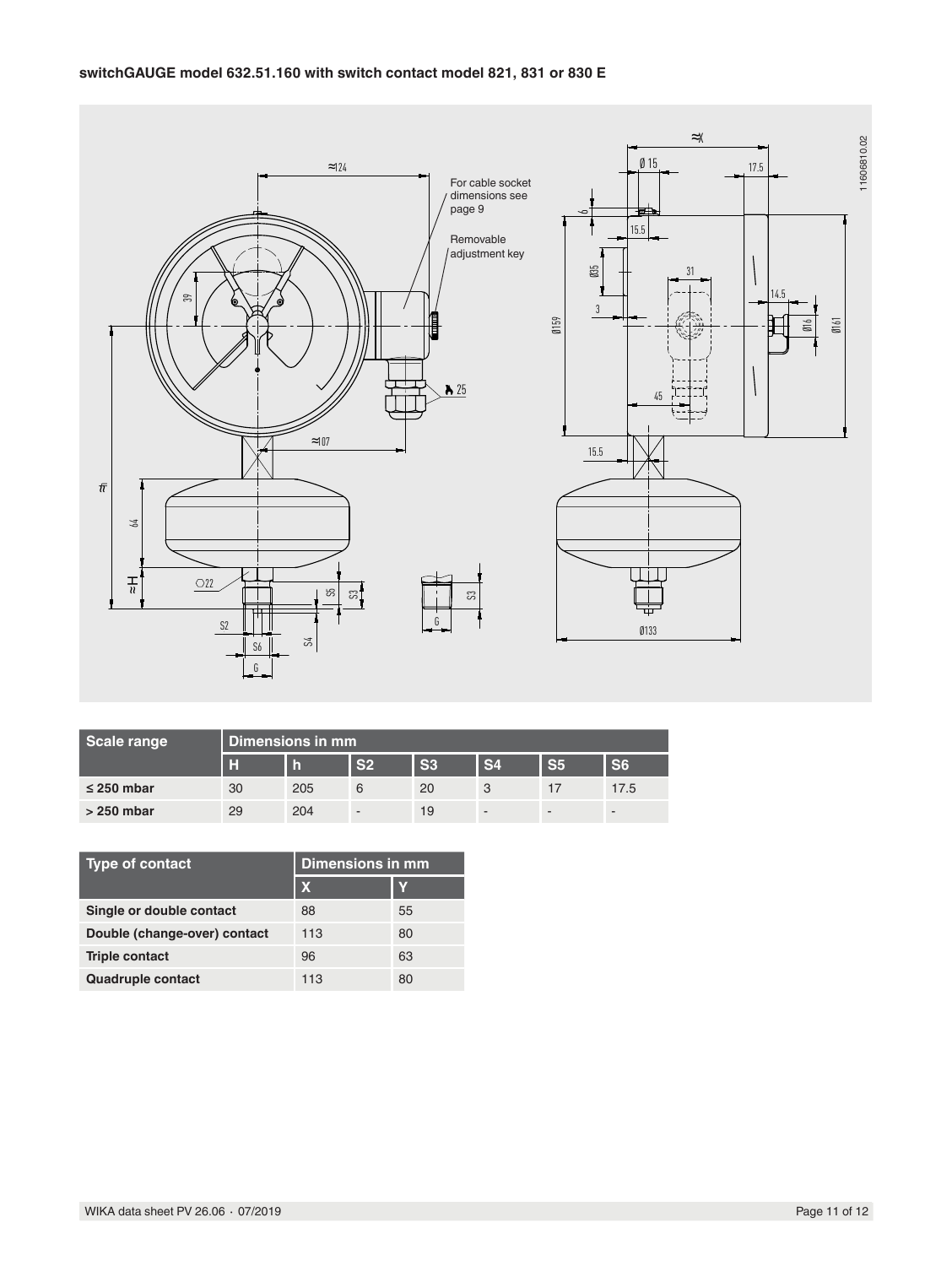**switchGAUGE model 632.51.160 with switch contact model 821, 831 or 830 E**

| Scale range | Dimensions in mm | | | | | | |
|---|---|---|---|---|---|---|---|
| | H | h | S2 | S3 | S4 | S5 | S6 |
| **≤ 250 mbar** | 30 | 205 | 6 | 20 | 3 | 17 | 17.5 |
| **> 250 mbar** | 29 | 204 | - | 19 | - | - | - |

| Type of contact | Dimensions in mm | |
|---|---|---|
| | X | Y |
| **Single or double contact** | 88 | 55 |
| **Double (change-over) contact** | 113 | 80 |
| **Triple contact** | 96 | 63 |
| **Quadruple contact** | 113 | 80 |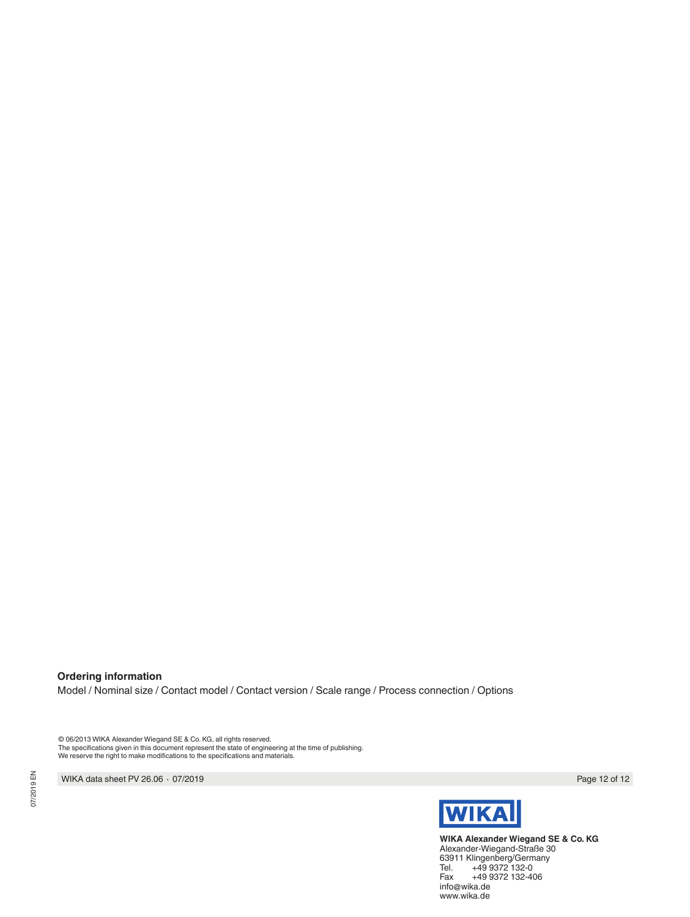**Ordering information**

Model / Nominal size / Contact model / Contact version / Scale range / Process connection / Options

© 06/2013 WIKA Alexander Wiegand SE & Co. KG, all rights reserved.
The specifications given in this document represent the state of engineering at the time of publishing.
We reserve the right to make modifications to the specifications and materials.

**WIKA Alexander Wiegand SE & Co. KG**
Alexander-Wiegand-Straße 30
63911 Klingenberg/Germany
Tel. +49 9372 132-0
Fax +49 9372 132-406
info@wika.de
www.wika.de